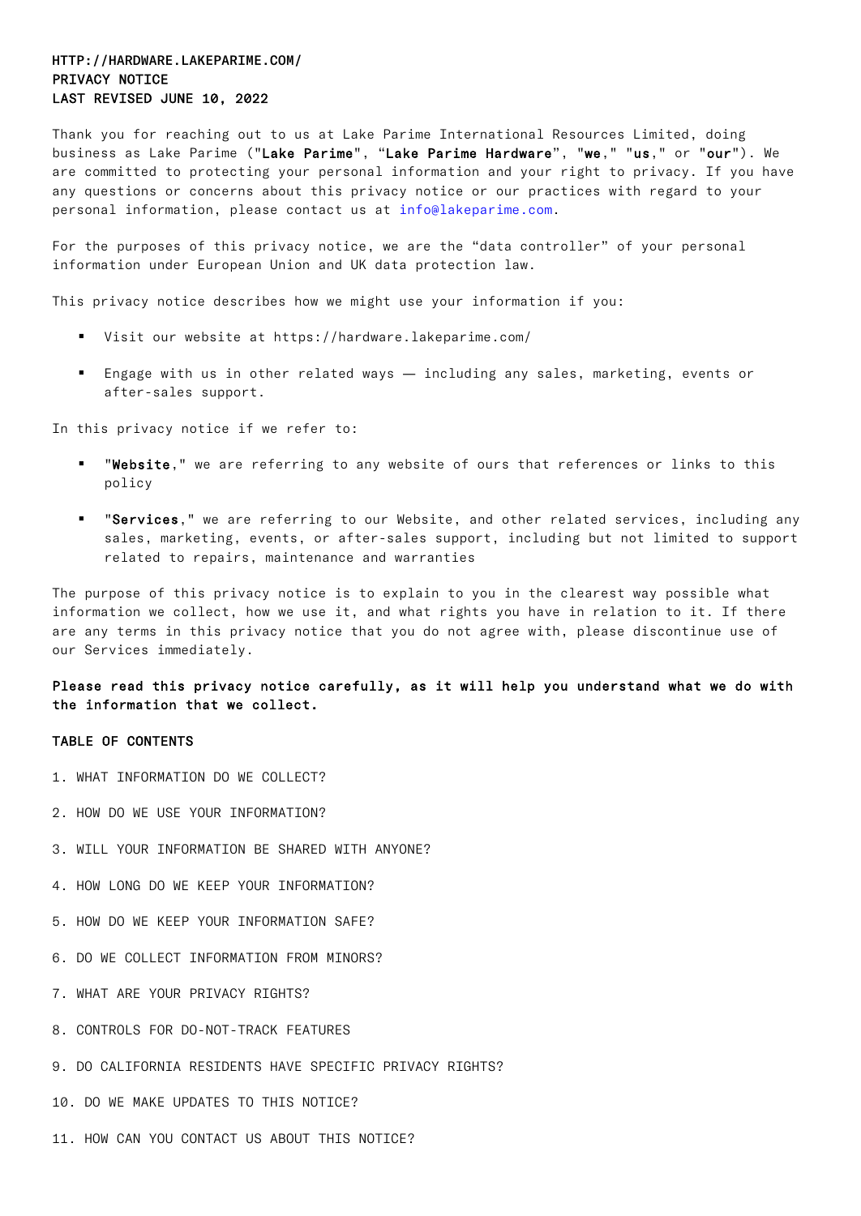**HTTP://HARDWARE.LAKEPARIME.COM/**
**PRIVACY NOTICE**
**LAST REVISED JUNE 10, 2022**

Thank you for reaching out to us at Lake Parime International Resources Limited, doing business as Lake Parime ("**Lake Parime**", "**Lake Parime Hardware**", "**we**," "**us**," or "**our**"). We are committed to protecting your personal information and your right to privacy. If you have any questions or concerns about this privacy notice or our practices with regard to your personal information, please contact us at info@lakeparime.com.

For the purposes of this privacy notice, we are the "data controller" of your personal information under European Union and UK data protection law.

This privacy notice describes how we might use your information if you:

- Visit our website at https://hardware.lakeparime.com/
- Engage with us in other related ways — including any sales, marketing, events or after-sales support.

In this privacy notice if we refer to:

- "**Website**," we are referring to any website of ours that references or links to this policy
- "**Services**," we are referring to our Website, and other related services, including any sales, marketing, events, or after-sales support, including but not limited to support related to repairs, maintenance and warranties

The purpose of this privacy notice is to explain to you in the clearest way possible what information we collect, how we use it, and what rights you have in relation to it. If there are any terms in this privacy notice that you do not agree with, please discontinue use of our Services immediately.

**Please read this privacy notice carefully, as it will help you understand what we do with the information that we collect.**

**TABLE OF CONTENTS**

1. WHAT INFORMATION DO WE COLLECT?
2. HOW DO WE USE YOUR INFORMATION?
3. WILL YOUR INFORMATION BE SHARED WITH ANYONE?
4. HOW LONG DO WE KEEP YOUR INFORMATION?
5. HOW DO WE KEEP YOUR INFORMATION SAFE?
6. DO WE COLLECT INFORMATION FROM MINORS?
7. WHAT ARE YOUR PRIVACY RIGHTS?
8. CONTROLS FOR DO-NOT-TRACK FEATURES
9. DO CALIFORNIA RESIDENTS HAVE SPECIFIC PRIVACY RIGHTS?
10. DO WE MAKE UPDATES TO THIS NOTICE?
11. HOW CAN YOU CONTACT US ABOUT THIS NOTICE?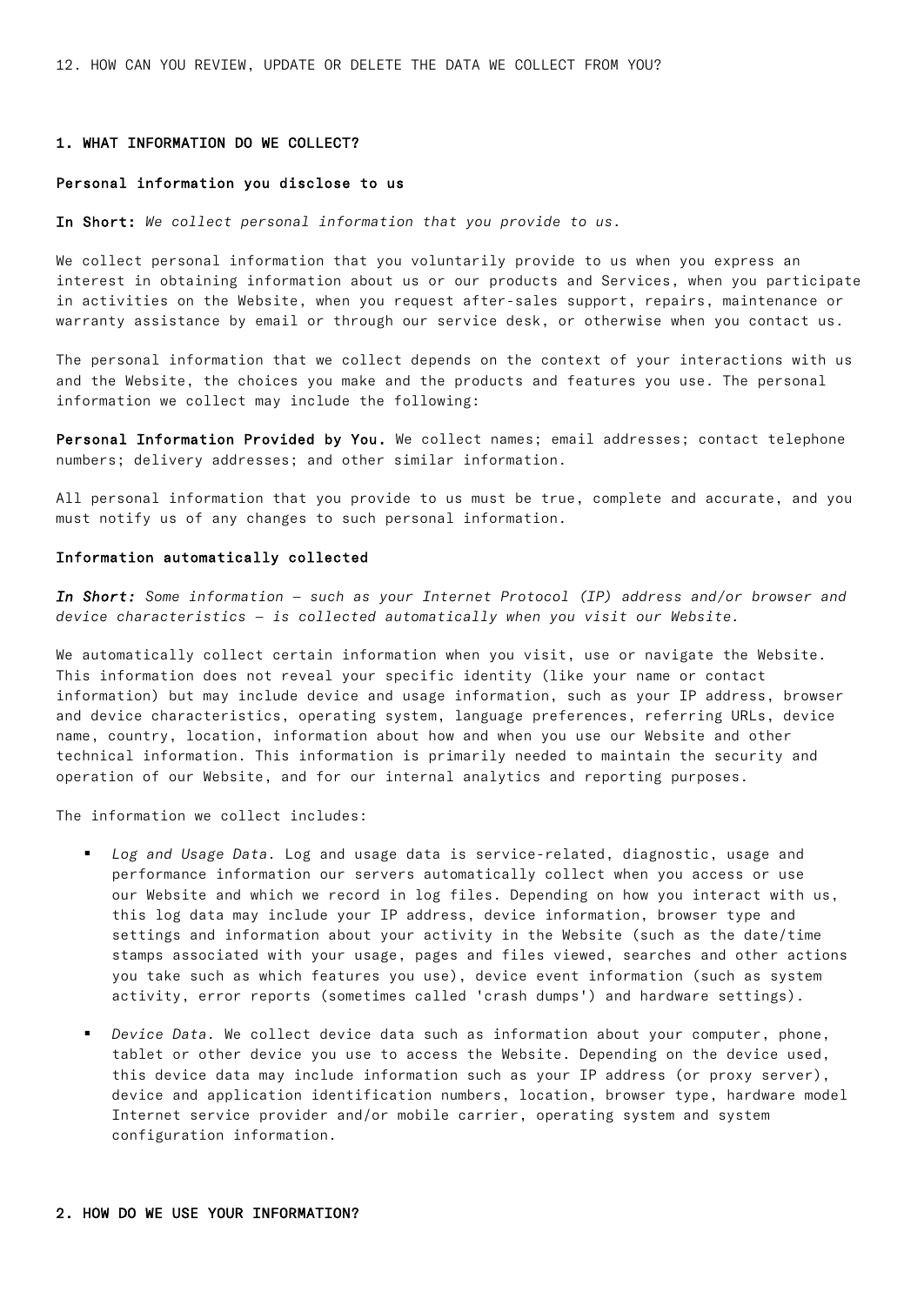12. HOW CAN YOU REVIEW, UPDATE OR DELETE THE DATA WE COLLECT FROM YOU?

## 1. WHAT INFORMATION DO WE COLLECT?

### Personal information you disclose to us

**In Short:** *We collect personal information that you provide to us.*

We collect personal information that you voluntarily provide to us when you express an interest in obtaining information about us or our products and Services, when you participate in activities on the Website, when you request after-sales support, repairs, maintenance or warranty assistance by email or through our service desk, or otherwise when you contact us.

The personal information that we collect depends on the context of your interactions with us and the Website, the choices you make and the products and features you use. The personal information we collect may include the following:

**Personal Information Provided by You.** We collect names; email addresses; contact telephone numbers; delivery addresses; and other similar information.

All personal information that you provide to us must be true, complete and accurate, and you must notify us of any changes to such personal information.

### Information automatically collected

***In Short:*** *Some information — such as your Internet Protocol (IP) address and/or browser and device characteristics — is collected automatically when you visit our Website.*

We automatically collect certain information when you visit, use or navigate the Website. This information does not reveal your specific identity (like your name or contact information) but may include device and usage information, such as your IP address, browser and device characteristics, operating system, language preferences, referring URLs, device name, country, location, information about how and when you use our Website and other technical information. This information is primarily needed to maintain the security and operation of our Website, and for our internal analytics and reporting purposes.

The information we collect includes:

- *Log and Usage Data.* Log and usage data is service-related, diagnostic, usage and performance information our servers automatically collect when you access or use our Website and which we record in log files. Depending on how you interact with us, this log data may include your IP address, device information, browser type and settings and information about your activity in the Website (such as the date/time stamps associated with your usage, pages and files viewed, searches and other actions you take such as which features you use), device event information (such as system activity, error reports (sometimes called 'crash dumps') and hardware settings).
- *Device Data.* We collect device data such as information about your computer, phone, tablet or other device you use to access the Website. Depending on the device used, this device data may include information such as your IP address (or proxy server), device and application identification numbers, location, browser type, hardware model Internet service provider and/or mobile carrier, operating system and system configuration information.

## 2. HOW DO WE USE YOUR INFORMATION?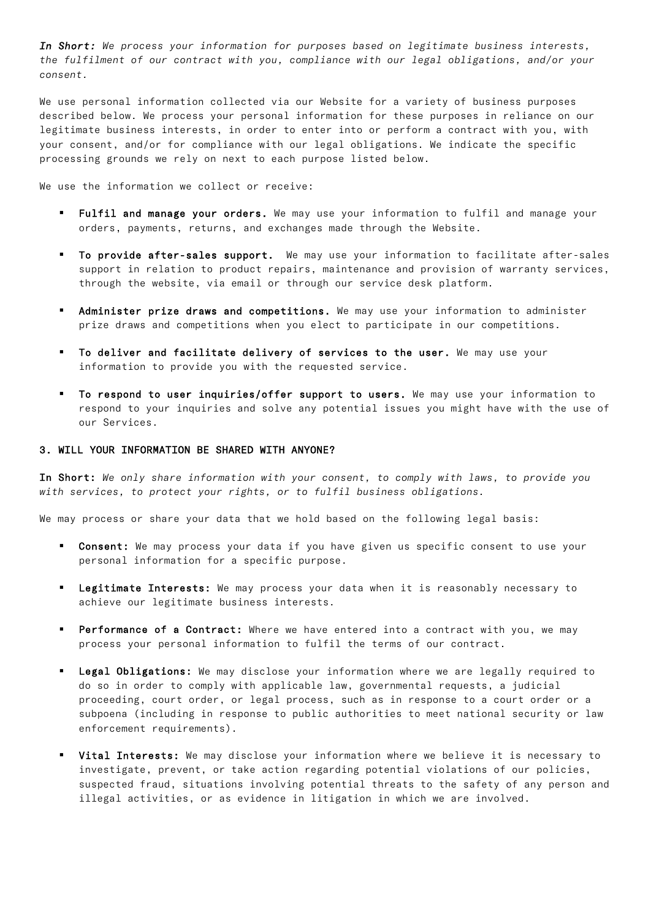*In Short: We process your information for purposes based on legitimate business interests, the fulfilment of our contract with you, compliance with our legal obligations, and/or your consent.*

We use personal information collected via our Website for a variety of business purposes described below. We process your personal information for these purposes in reliance on our legitimate business interests, in order to enter into or perform a contract with you, with your consent, and/or for compliance with our legal obligations. We indicate the specific processing grounds we rely on next to each purpose listed below.

We use the information we collect or receive:

- **Fulfil and manage your orders.** We may use your information to fulfil and manage your orders, payments, returns, and exchanges made through the Website.
- **To provide after-sales support.** We may use your information to facilitate after-sales support in relation to product repairs, maintenance and provision of warranty services, through the website, via email or through our service desk platform.
- **Administer prize draws and competitions.** We may use your information to administer prize draws and competitions when you elect to participate in our competitions.
- **To deliver and facilitate delivery of services to the user.** We may use your information to provide you with the requested service.
- **To respond to user inquiries/offer support to users.** We may use your information to respond to your inquiries and solve any potential issues you might have with the use of our Services.

## 3. WILL YOUR INFORMATION BE SHARED WITH ANYONE?

**In Short:** *We only share information with your consent, to comply with laws, to provide you with services, to protect your rights, or to fulfil business obligations.*

We may process or share your data that we hold based on the following legal basis:

- **Consent:** We may process your data if you have given us specific consent to use your personal information for a specific purpose.
- **Legitimate Interests:** We may process your data when it is reasonably necessary to achieve our legitimate business interests.
- **Performance of a Contract:** Where we have entered into a contract with you, we may process your personal information to fulfil the terms of our contract.
- **Legal Obligations:** We may disclose your information where we are legally required to do so in order to comply with applicable law, governmental requests, a judicial proceeding, court order, or legal process, such as in response to a court order or a subpoena (including in response to public authorities to meet national security or law enforcement requirements).
- **Vital Interests:** We may disclose your information where we believe it is necessary to investigate, prevent, or take action regarding potential violations of our policies, suspected fraud, situations involving potential threats to the safety of any person and illegal activities, or as evidence in litigation in which we are involved.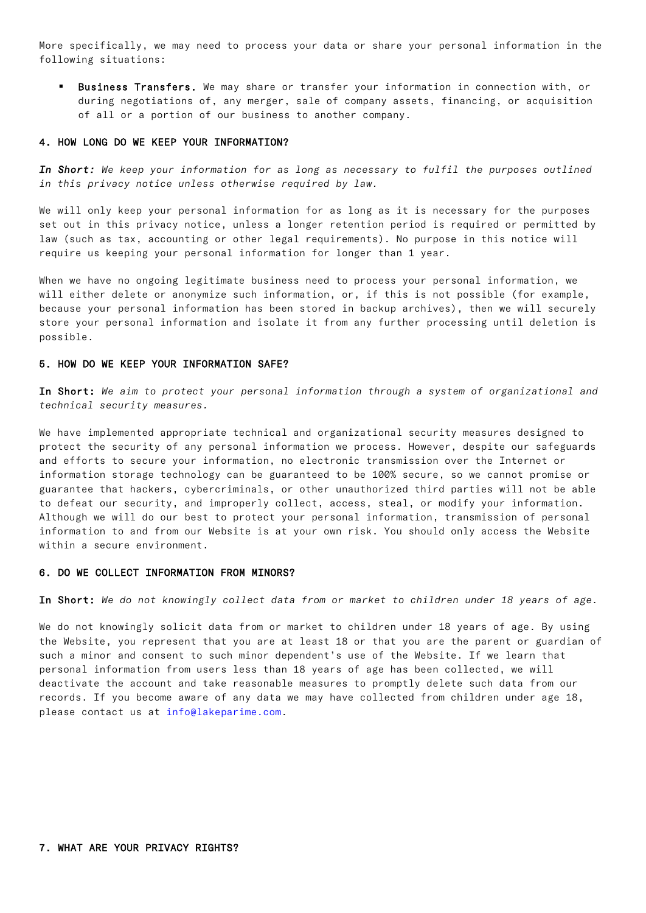More specifically, we may need to process your data or share your personal information in the following situations:

- **Business Transfers.** We may share or transfer your information in connection with, or during negotiations of, any merger, sale of company assets, financing, or acquisition of all or a portion of our business to another company.

## 4. HOW LONG DO WE KEEP YOUR INFORMATION?

***In Short:*** *We keep your information for as long as necessary to fulfil the purposes outlined in this privacy notice unless otherwise required by law.*

We will only keep your personal information for as long as it is necessary for the purposes set out in this privacy notice, unless a longer retention period is required or permitted by law (such as tax, accounting or other legal requirements). No purpose in this notice will require us keeping your personal information for longer than 1 year.

When we have no ongoing legitimate business need to process your personal information, we will either delete or anonymize such information, or, if this is not possible (for example, because your personal information has been stored in backup archives), then we will securely store your personal information and isolate it from any further processing until deletion is possible.

## 5. HOW DO WE KEEP YOUR INFORMATION SAFE?

**In Short:** *We aim to protect your personal information through a system of organizational and technical security measures.*

We have implemented appropriate technical and organizational security measures designed to protect the security of any personal information we process. However, despite our safeguards and efforts to secure your information, no electronic transmission over the Internet or information storage technology can be guaranteed to be 100% secure, so we cannot promise or guarantee that hackers, cybercriminals, or other unauthorized third parties will not be able to defeat our security, and improperly collect, access, steal, or modify your information. Although we will do our best to protect your personal information, transmission of personal information to and from our Website is at your own risk. You should only access the Website within a secure environment.

## 6. DO WE COLLECT INFORMATION FROM MINORS?

**In Short:** *We do not knowingly collect data from or market to children under 18 years of age.*

We do not knowingly solicit data from or market to children under 18 years of age. By using the Website, you represent that you are at least 18 or that you are the parent or guardian of such a minor and consent to such minor dependent's use of the Website. If we learn that personal information from users less than 18 years of age has been collected, we will deactivate the account and take reasonable measures to promptly delete such data from our records. If you become aware of any data we may have collected from children under age 18, please contact us at info@lakeparime.com.

## 7. WHAT ARE YOUR PRIVACY RIGHTS?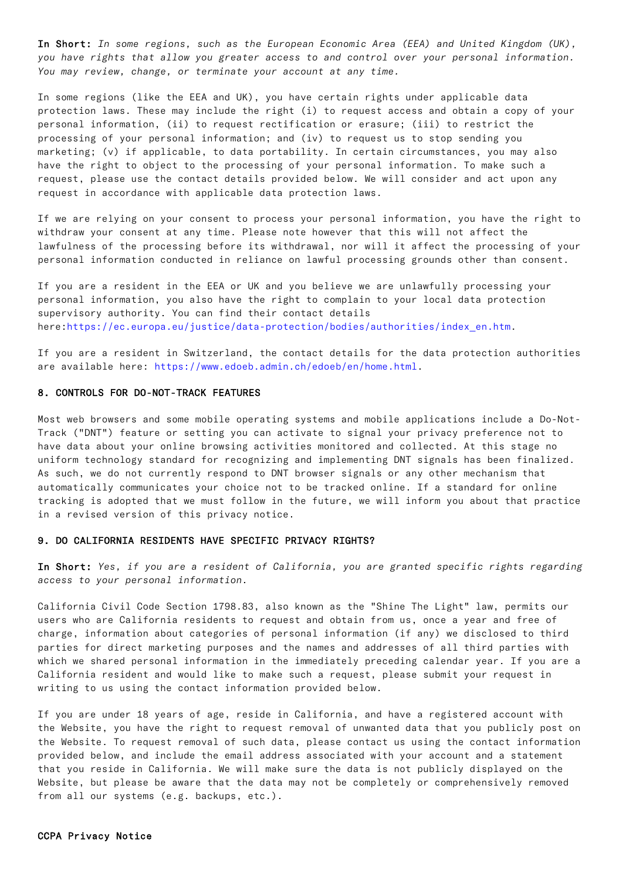**In Short:** *In some regions, such as the European Economic Area (EEA) and United Kingdom (UK), you have rights that allow you greater access to and control over your personal information. You may review, change, or terminate your account at any time.*

In some regions (like the EEA and UK), you have certain rights under applicable data protection laws. These may include the right (i) to request access and obtain a copy of your personal information, (ii) to request rectification or erasure; (iii) to restrict the processing of your personal information; and (iv) to request us to stop sending you marketing; (v) if applicable, to data portability. In certain circumstances, you may also have the right to object to the processing of your personal information. To make such a request, please use the contact details provided below. We will consider and act upon any request in accordance with applicable data protection laws.

If we are relying on your consent to process your personal information, you have the right to withdraw your consent at any time. Please note however that this will not affect the lawfulness of the processing before its withdrawal, nor will it affect the processing of your personal information conducted in reliance on lawful processing grounds other than consent.

If you are a resident in the EEA or UK and you believe we are unlawfully processing your personal information, you also have the right to complain to your local data protection supervisory authority. You can find their contact details here:https://ec.europa.eu/justice/data-protection/bodies/authorities/index_en.htm.

If you are a resident in Switzerland, the contact details for the data protection authorities are available here: https://www.edoeb.admin.ch/edoeb/en/home.html.

## 8. CONTROLS FOR DO-NOT-TRACK FEATURES

Most web browsers and some mobile operating systems and mobile applications include a Do-Not-Track ("DNT") feature or setting you can activate to signal your privacy preference not to have data about your online browsing activities monitored and collected. At this stage no uniform technology standard for recognizing and implementing DNT signals has been finalized. As such, we do not currently respond to DNT browser signals or any other mechanism that automatically communicates your choice not to be tracked online. If a standard for online tracking is adopted that we must follow in the future, we will inform you about that practice in a revised version of this privacy notice.

## 9. DO CALIFORNIA RESIDENTS HAVE SPECIFIC PRIVACY RIGHTS?

**In Short:** *Yes, if you are a resident of California, you are granted specific rights regarding access to your personal information.*

California Civil Code Section 1798.83, also known as the "Shine The Light" law, permits our users who are California residents to request and obtain from us, once a year and free of charge, information about categories of personal information (if any) we disclosed to third parties for direct marketing purposes and the names and addresses of all third parties with which we shared personal information in the immediately preceding calendar year. If you are a California resident and would like to make such a request, please submit your request in writing to us using the contact information provided below.

If you are under 18 years of age, reside in California, and have a registered account with the Website, you have the right to request removal of unwanted data that you publicly post on the Website. To request removal of such data, please contact us using the contact information provided below, and include the email address associated with your account and a statement that you reside in California. We will make sure the data is not publicly displayed on the Website, but please be aware that the data may not be completely or comprehensively removed from all our systems (e.g. backups, etc.).

### CCPA Privacy Notice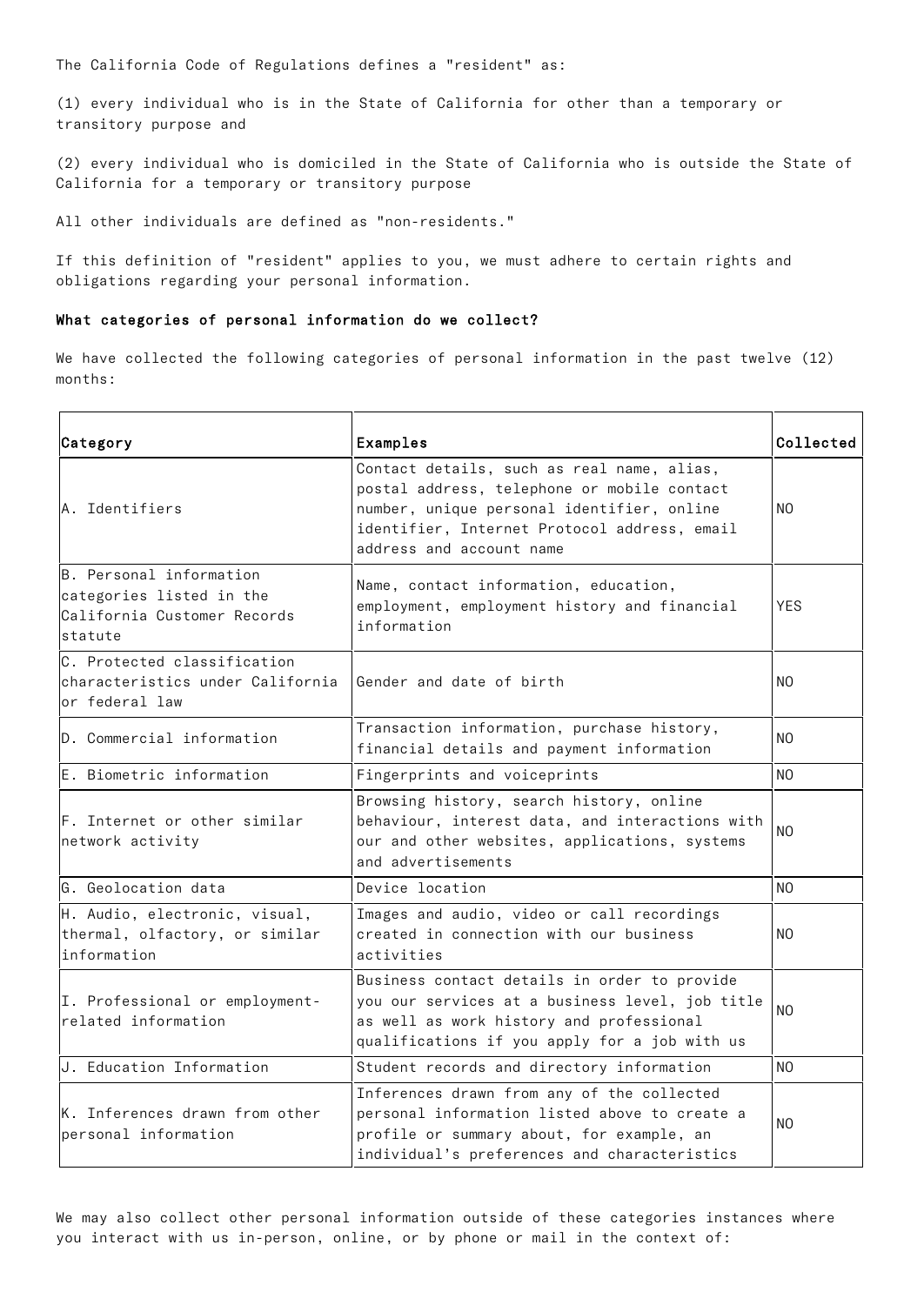The California Code of Regulations defines a "resident" as:

(1) every individual who is in the State of California for other than a temporary or transitory purpose and

(2) every individual who is domiciled in the State of California who is outside the State of California for a temporary or transitory purpose

All other individuals are defined as "non-residents."

If this definition of "resident" applies to you, we must adhere to certain rights and obligations regarding your personal information.

**What categories of personal information do we collect?**

We have collected the following categories of personal information in the past twelve (12) months:

| Category | Examples | Collected |
|---|---|---|
| A. Identifiers | Contact details, such as real name, alias, postal address, telephone or mobile contact number, unique personal identifier, online identifier, Internet Protocol address, email address and account name | NO |
| B. Personal information categories listed in the California Customer Records statute | Name, contact information, education, employment, employment history and financial information | YES |
| C. Protected classification characteristics under California or federal law | Gender and date of birth | NO |
| D. Commercial information | Transaction information, purchase history, financial details and payment information | NO |
| E. Biometric information | Fingerprints and voiceprints | NO |
| F. Internet or other similar network activity | Browsing history, search history, online behaviour, interest data, and interactions with our and other websites, applications, systems and advertisements | NO |
| G. Geolocation data | Device location | NO |
| H. Audio, electronic, visual, thermal, olfactory, or similar information | Images and audio, video or call recordings created in connection with our business activities | NO |
| I. Professional or employment-related information | Business contact details in order to provide you our services at a business level, job title as well as work history and professional qualifications if you apply for a job with us | NO |
| J. Education Information | Student records and directory information | NO |
| K. Inferences drawn from other personal information | Inferences drawn from any of the collected personal information listed above to create a profile or summary about, for example, an individual's preferences and characteristics | NO |

We may also collect other personal information outside of these categories instances where you interact with us in-person, online, or by phone or mail in the context of: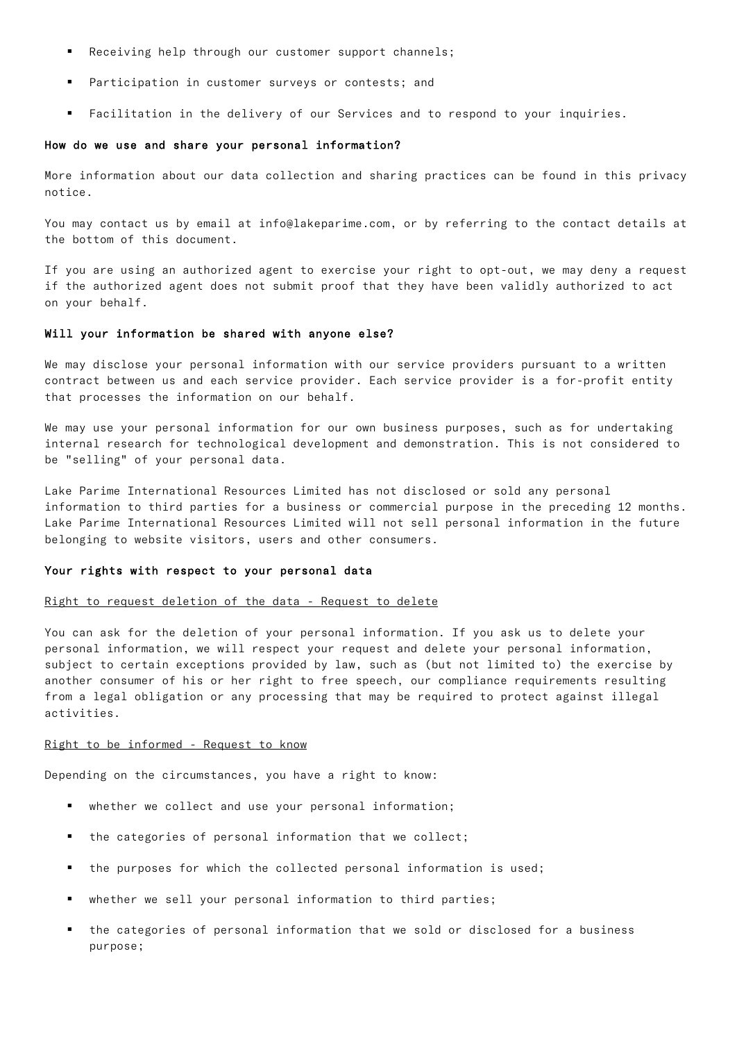- Receiving help through our customer support channels;
- Participation in customer surveys or contests; and
- Facilitation in the delivery of our Services and to respond to your inquiries.

**How do we use and share your personal information?**

More information about our data collection and sharing practices can be found in this privacy notice.

You may contact us by email at info@lakeparime.com, or by referring to the contact details at the bottom of this document.

If you are using an authorized agent to exercise your right to opt-out, we may deny a request if the authorized agent does not submit proof that they have been validly authorized to act on your behalf.

**Will your information be shared with anyone else?**

We may disclose your personal information with our service providers pursuant to a written contract between us and each service provider. Each service provider is a for-profit entity that processes the information on our behalf.

We may use your personal information for our own business purposes, such as for undertaking internal research for technological development and demonstration. This is not considered to be "selling" of your personal data.

Lake Parime International Resources Limited has not disclosed or sold any personal information to third parties for a business or commercial purpose in the preceding 12 months. Lake Parime International Resources Limited will not sell personal information in the future belonging to website visitors, users and other consumers.

**Your rights with respect to your personal data**

<u>Right to request deletion of the data - Request to delete</u>

You can ask for the deletion of your personal information. If you ask us to delete your personal information, we will respect your request and delete your personal information, subject to certain exceptions provided by law, such as (but not limited to) the exercise by another consumer of his or her right to free speech, our compliance requirements resulting from a legal obligation or any processing that may be required to protect against illegal activities.

<u>Right to be informed - Request to know</u>

Depending on the circumstances, you have a right to know:

- whether we collect and use your personal information;
- the categories of personal information that we collect;
- the purposes for which the collected personal information is used;
- whether we sell your personal information to third parties;
- the categories of personal information that we sold or disclosed for a business purpose;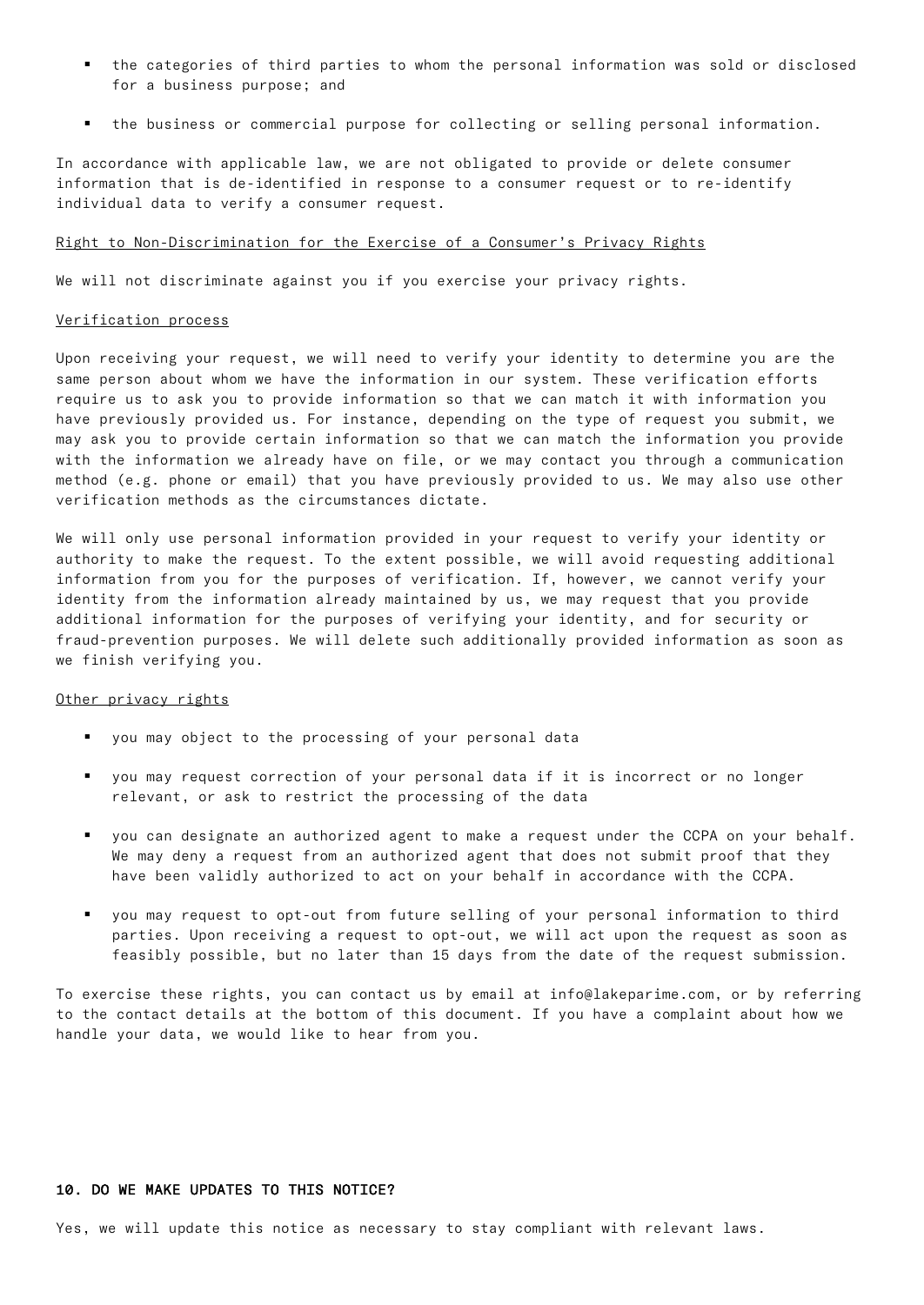- the categories of third parties to whom the personal information was sold or disclosed for a business purpose; and
- the business or commercial purpose for collecting or selling personal information.

In accordance with applicable law, we are not obligated to provide or delete consumer information that is de-identified in response to a consumer request or to re-identify individual data to verify a consumer request.

Right to Non-Discrimination for the Exercise of a Consumer's Privacy Rights

We will not discriminate against you if you exercise your privacy rights.

Verification process

Upon receiving your request, we will need to verify your identity to determine you are the same person about whom we have the information in our system. These verification efforts require us to ask you to provide information so that we can match it with information you have previously provided us. For instance, depending on the type of request you submit, we may ask you to provide certain information so that we can match the information you provide with the information we already have on file, or we may contact you through a communication method (e.g. phone or email) that you have previously provided to us. We may also use other verification methods as the circumstances dictate.

We will only use personal information provided in your request to verify your identity or authority to make the request. To the extent possible, we will avoid requesting additional information from you for the purposes of verification. If, however, we cannot verify your identity from the information already maintained by us, we may request that you provide additional information for the purposes of verifying your identity, and for security or fraud-prevention purposes. We will delete such additionally provided information as soon as we finish verifying you.

Other privacy rights

- you may object to the processing of your personal data
- you may request correction of your personal data if it is incorrect or no longer relevant, or ask to restrict the processing of the data
- you can designate an authorized agent to make a request under the CCPA on your behalf. We may deny a request from an authorized agent that does not submit proof that they have been validly authorized to act on your behalf in accordance with the CCPA.
- you may request to opt-out from future selling of your personal information to third parties. Upon receiving a request to opt-out, we will act upon the request as soon as feasibly possible, but no later than 15 days from the date of the request submission.

To exercise these rights, you can contact us by email at info@lakeparime.com, or by referring to the contact details at the bottom of this document. If you have a complaint about how we handle your data, we would like to hear from you.

## 10. DO WE MAKE UPDATES TO THIS NOTICE?

Yes, we will update this notice as necessary to stay compliant with relevant laws.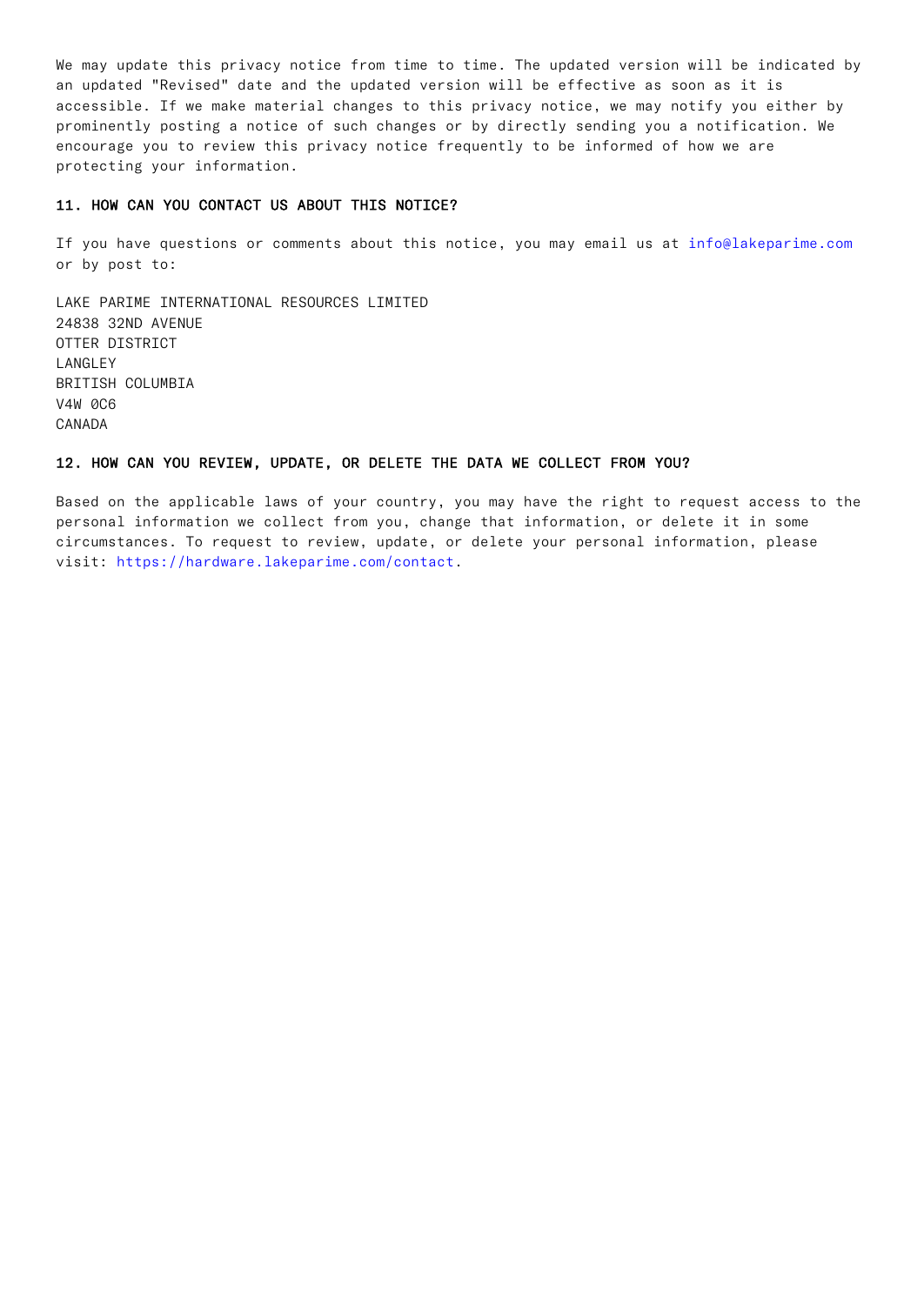We may update this privacy notice from time to time. The updated version will be indicated by an updated "Revised" date and the updated version will be effective as soon as it is accessible. If we make material changes to this privacy notice, we may notify you either by prominently posting a notice of such changes or by directly sending you a notification. We encourage you to review this privacy notice frequently to be informed of how we are protecting your information.

## 11. HOW CAN YOU CONTACT US ABOUT THIS NOTICE?

If you have questions or comments about this notice, you may email us at info@lakeparime.com or by post to:

LAKE PARIME INTERNATIONAL RESOURCES LIMITED
24838 32ND AVENUE
OTTER DISTRICT
LANGLEY
BRITISH COLUMBIA
V4W 0C6
CANADA

## 12. HOW CAN YOU REVIEW, UPDATE, OR DELETE THE DATA WE COLLECT FROM YOU?

Based on the applicable laws of your country, you may have the right to request access to the personal information we collect from you, change that information, or delete it in some circumstances. To request to review, update, or delete your personal information, please visit: https://hardware.lakeparime.com/contact.